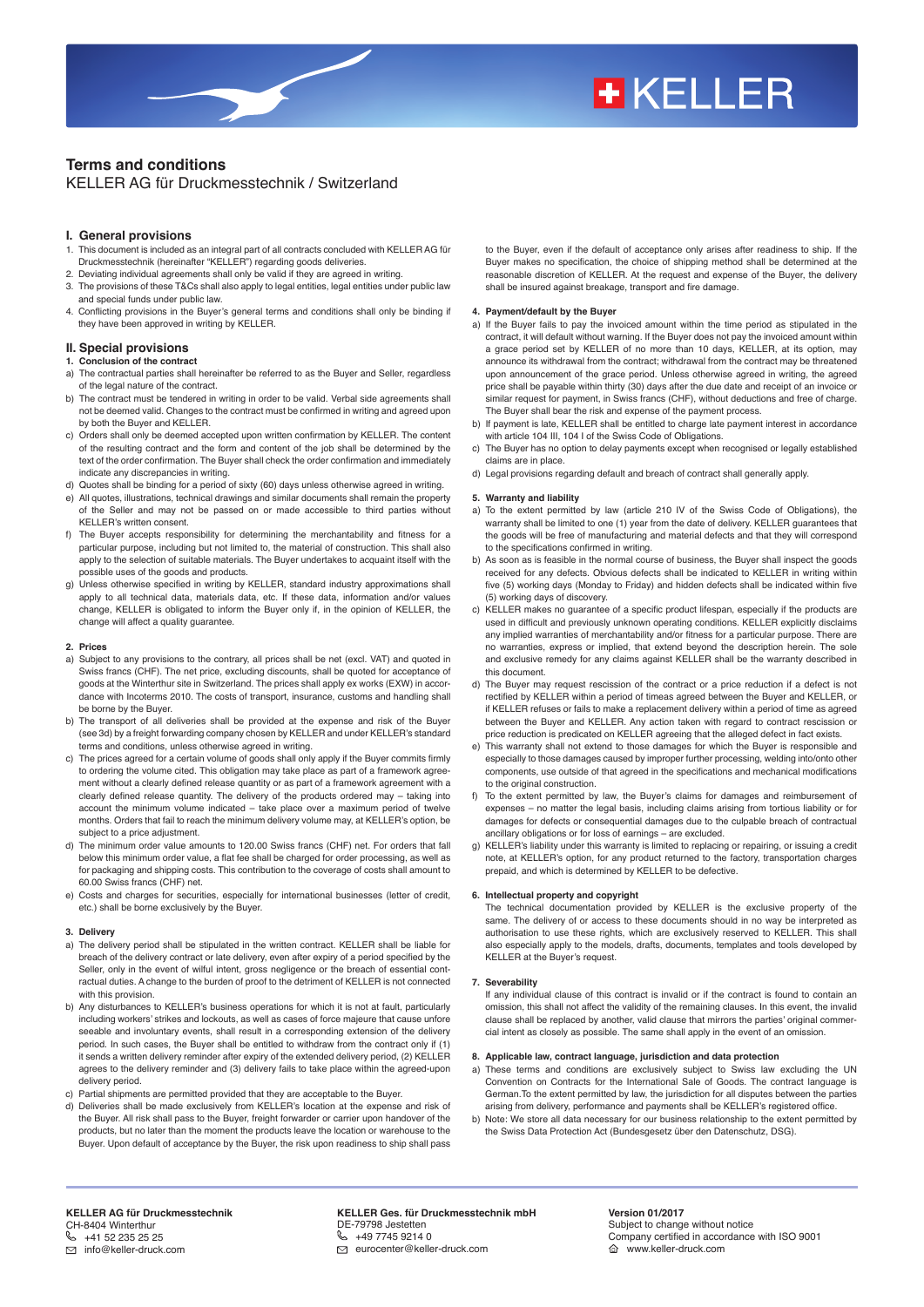# Terms and conditions

KELLER AG für Druckmesstechnik / Switzerland

## I. General provisions

1. This document is included as an integral part of all contracts concluded with KELLER AG für Druckmesstechnik (hereinafter "KELLER") regarding goods deliveries.
2. Deviating individual agreements shall only be valid if they are agreed in writing.
3. The provisions of these T&Cs shall also apply to legal entities, legal entities under public law and special funds under public law.
4. Conflicting provisions in the Buyer's general terms and conditions shall only be binding if they have been approved in writing by KELLER.

## II. Special provisions

### 1. Conclusion of the contract

a) The contractual parties shall hereinafter be referred to as the Buyer and Seller, regardless of the legal nature of the contract.

b) The contract must be tendered in writing in order to be valid. Verbal side agreements shall not be deemed valid. Changes to the contract must be confirmed in writing and agreed upon by both the Buyer and KELLER.

c) Orders shall only be deemed accepted upon written confirmation by KELLER. The content of the resulting contract and the form and content of the job shall be determined by the text of the order confirmation. The Buyer shall check the order confirmation and immediately indicate any discrepancies in writing.

d) Quotes shall be binding for a period of sixty (60) days unless otherwise agreed in writing.

e) All quotes, illustrations, technical drawings and similar documents shall remain the property of the Seller and may not be passed on or made accessible to third parties without KELLER's written consent.

f) The Buyer accepts responsibility for determining the merchantability and fitness for a particular purpose, including but not limited to, the material of construction. This shall also apply to the selection of suitable materials. The Buyer undertakes to acquaint itself with the possible uses of the goods and products.

g) Unless otherwise specified in writing by KELLER, standard industry approximations shall apply to all technical data, materials data, etc. If these data, information and/or values change, KELLER is obligated to inform the Buyer only if, in the opinion of KELLER, the change will affect a quality guarantee.

### 2. Prices

a) Subject to any provisions to the contrary, all prices shall be net (excl. VAT) and quoted in Swiss francs (CHF). The net price, excluding discounts, shall be quoted for acceptance of goods at the Winterthur site in Switzerland. The prices shall apply ex works (EXW) in accordance with Incoterms 2010. The costs of transport, insurance, customs and handling shall be borne by the Buyer.

b) The transport of all deliveries shall be provided at the expense and risk of the Buyer (see 3d) by a freight forwarding company chosen by KELLER and under KELLER's standard terms and conditions, unless otherwise agreed in writing.

c) The prices agreed for a certain volume of goods shall only apply if the Buyer commits firmly to ordering the volume cited. This obligation may take place as part of a framework agreement without a clearly defined release quantity or as part of a framework agreement with a clearly defined release quantity. The delivery of the products ordered may – taking into account the minimum volume indicated – take place over a maximum period of twelve months. Orders that fail to reach the minimum delivery volume may, at KELLER's option, be subject to a price adjustment.

d) The minimum order value amounts to 120.00 Swiss francs (CHF) net. For orders that fall below this minimum order value, a flat fee shall be charged for order processing, as well as for packaging and shipping costs. This contribution to the coverage of costs shall amount to 60.00 Swiss francs (CHF) net.

e) Costs and charges for securities, especially for international businesses (letter of credit, etc.) shall be borne exclusively by the Buyer.

### 3. Delivery

a) The delivery period shall be stipulated in the written contract. KELLER shall be liable for breach of the delivery contract or late delivery, even after expiry of a period specified by the Seller, only in the event of wilful intent, gross negligence or the breach of essential contractual duties. A change to the burden of proof to the detriment of KELLER is not connected with this provision.

b) Any disturbances to KELLER's business operations for which it is not at fault, particularly including workers' strikes and lockouts, as well as cases of force majeure that cause unforeseeable and involuntary events, shall result in a corresponding extension of the delivery period. In such cases, the Buyer shall be entitled to withdraw from the contract only if (1) it sends a written delivery reminder after expiry of the extended delivery period, (2) KELLER agrees to the delivery reminder and (3) delivery fails to take place within the agreed-upon delivery period.

c) Partial shipments are permitted provided that they are acceptable to the Buyer.

d) Deliveries shall be made exclusively from KELLER's location at the expense and risk of the Buyer. All risk shall pass to the Buyer, freight forwarder or carrier upon handover of the products, but no later than the moment the products leave the location or warehouse to the Buyer. Upon default of acceptance by the Buyer, the risk upon readiness to ship shall pass to the Buyer, even if the default of acceptance only arises after readiness to ship. If the Buyer makes no specification, the choice of shipping method shall be determined at the reasonable discretion of KELLER. At the request and expense of the Buyer, the delivery shall be insured against breakage, transport and fire damage.

### 4. Payment/default by the Buyer

a) If the Buyer fails to pay the invoiced amount within the time period as stipulated in the contract, it will default without warning. If the Buyer does not pay the invoiced amount within a grace period set by KELLER of no more than 10 days, KELLER, at its option, may announce its withdrawal from the contract; withdrawal from the contract may be threatened upon announcement of the grace period. Unless otherwise agreed in writing, the agreed price shall be payable within thirty (30) days after the due date and receipt of an invoice or similar request for payment, in Swiss francs (CHF), without deductions and free of charge. The Buyer shall bear the risk and expense of the payment process.

b) If payment is late, KELLER shall be entitled to charge late payment interest in accordance with article 104 III, 104 I of the Swiss Code of Obligations.

c) The Buyer has no option to delay payments except when recognised or legally established claims are in place.

d) Legal provisions regarding default and breach of contract shall generally apply.

### 5. Warranty and liability

a) To the extent permitted by law (article 210 IV of the Swiss Code of Obligations), the warranty shall be limited to one (1) year from the date of delivery. KELLER guarantees that the goods will be free of manufacturing and material defects and that they will correspond to the specifications confirmed in writing.

b) As soon as is feasible in the normal course of business, the Buyer shall inspect the goods received for any defects. Obvious defects shall be indicated to KELLER in writing within five (5) working days (Monday to Friday) and hidden defects shall be indicated within five (5) working days of discovery.

c) KELLER makes no guarantee of a specific product lifespan, especially if the products are used in difficult and previously unknown operating conditions. KELLER explicitly disclaims any implied warranties of merchantability and/or fitness for a particular purpose. There are no warranties, express or implied, that extend beyond the description herein. The sole and exclusive remedy for any claims against KELLER shall be the warranty described in this document.

d) The Buyer may request rescission of the contract or a price reduction if a defect is not rectified by KELLER within a period of timeas agreed between the Buyer and KELLER, or if KELLER refuses or fails to make a replacement delivery within a period of time as agreed between the Buyer and KELLER. Any action taken with regard to contract rescission or price reduction is predicated on KELLER agreeing that the alleged defect in fact exists.

e) This warranty shall not extend to those damages for which the Buyer is responsible and especially to those damages caused by improper further processing, welding into/onto other components, use outside of that agreed in the specifications and mechanical modifications to the original construction.

f) To the extent permitted by law, the Buyer's claims for damages and reimbursement of expenses – no matter the legal basis, including claims arising from tortious liability or for damages for defects or consequential damages due to the culpable breach of contractual ancillary obligations or for loss of earnings – are excluded.

g) KELLER's liability under this warranty is limited to replacing or repairing, or issuing a credit note, at KELLER's option, for any product returned to the factory, transportation charges prepaid, and which is determined by KELLER to be defective.

### 6. Intellectual property and copyright

The technical documentation provided by KELLER is the exclusive property of the same. The delivery of or access to these documents should in no way be interpreted as authorisation to use these rights, which are exclusively reserved to KELLER. This shall also especially apply to the models, drafts, documents, templates and tools developed by KELLER at the Buyer's request.

### 7. Severability

If any individual clause of this contract is invalid or if the contract is found to contain an omission, this shall not affect the validity of the remaining clauses. In this event, the invalid clause shall be replaced by another, valid clause that mirrors the parties' original commercial intent as closely as possible. The same shall apply in the event of an omission.

### 8. Applicable law, contract language, jurisdiction and data protection

a) These terms and conditions are exclusively subject to Swiss law excluding the UN Convention on Contracts for the International Sale of Goods. The contract language is German.To the extent permitted by law, the jurisdiction for all disputes between the parties arising from delivery, performance and payments shall be KELLER's registered office.

b) Note: We store all data necessary for our business relationship to the extent permitted by the Swiss Data Protection Act (Bundesgesetz über den Datenschutz, DSG).

**KELLER AG für Druckmesstechnik**
CH-8404 Winterthur
+41 52 235 25 25
info@keller-druck.com

**KELLER Ges. für Druckmesstechnik mbH**
DE-79798 Jestetten
+49 7745 9214 0
eurocenter@keller-druck.com

**Version 01/2017**
Subject to change without notice
Company certified in accordance with ISO 9001
www.keller-druck.com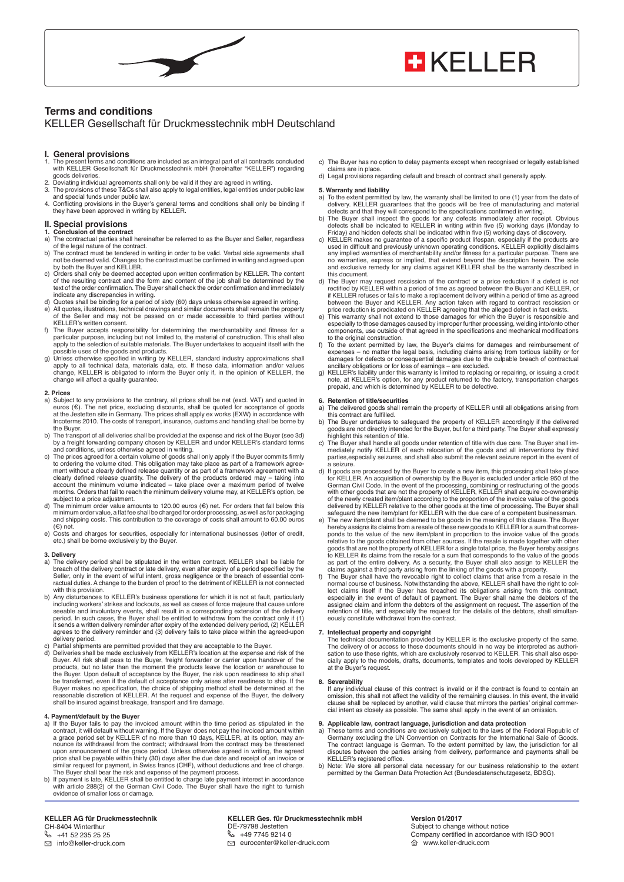# Terms and conditions

KELLER Gesellschaft für Druckmesstechnik mbH Deutschland

## I. General provisions

1. The present terms and conditions are included as an integral part of all contracts concluded with KELLER Gesellschaft für Druckmesstechnik mbH (hereinafter "KELLER") regarding goods deliveries.
2. Deviating individual agreements shall only be valid if they are agreed in writing.
3. The provisions of these T&Cs shall also apply to legal entities, legal entities under public law and special funds under public law.
4. Conflicting provisions in the Buyer's general terms and conditions shall only be binding if they have been approved in writing by KELLER.

## II. Special provisions

### 1. Conclusion of the contract

a) The contractual parties shall hereinafter be referred to as the Buyer and Seller, regardless of the legal nature of the contract.
b) The contract must be tendered in writing in order to be valid. Verbal side agreements shall not be deemed valid. Changes to the contract must be confirmed in writing and agreed upon by both the Buyer and KELLER.
c) Orders shall only be deemed accepted upon written confirmation by KELLER. The content of the resulting contract and the form and content of the job shall be determined by the text of the order confirmation. The Buyer shall check the order confirmation and immediately indicate any discrepancies in writing.
d) Quotes shall be binding for a period of sixty (60) days unless otherwise agreed in writing.
e) All quotes, illustrations, technical drawings and similar documents shall remain the property of the Seller and may not be passed on or made accessible to third parties without KELLER's written consent.
f) The Buyer accepts responsibility for determining the merchantability and fitness for a particular purpose, including but not limited to, the material of construction. This shall also apply to the selection of suitable materials. The Buyer undertakes to acquaint itself with the possible uses of the goods and products.
g) Unless otherwise specified in writing by KELLER, standard industry approximations shall apply to all technical data, materials data, etc. If these data, information and/or values change, KELLER is obligated to inform the Buyer only if, in the opinion of KELLER, the change will affect a quality guarantee.

### 2. Prices

a) Subject to any provisions to the contrary, all prices shall be net (excl. VAT) and quoted in euros (€). The net price, excluding discounts, shall be quoted for acceptance of goods at the Jestetten site in Germany. The prices shall apply ex works (EXW) in accordance with Incoterms 2010. The costs of transport, insurance, customs and handling shall be borne by the Buyer.
b) The transport of all deliveries shall be provided at the expense and risk of the Buyer (see 3d) by a freight forwarding company chosen by KELLER and under KELLER's standard terms and conditions, unless otherwise agreed in writing.
c) The prices agreed for a certain volume of goods shall only apply if the Buyer commits firmly to ordering the volume cited. This obligation may take place as part of a framework agreement without a clearly defined release quantity or as part of a framework agreement with a clearly defined release quantity. The delivery of the products ordered may – taking into account the minimum volume indicated – take place over a maximum period of twelve months. Orders that fail to reach the minimum delivery volume may, at KELLER's option, be subject to a price adjustment.
d) The minimum order value amounts to 120.00 euros (€) net. For orders that fall below this minimum order value, a flat fee shall be charged for order processing, as well as for packaging and shipping costs. This contribution to the coverage of costs shall amount to 60.00 euros (€) net.
e) Costs and charges for securities, especially for international businesses (letter of credit, etc.) shall be borne exclusively by the Buyer.

### 3. Delivery

a) The delivery period shall be stipulated in the written contract. KELLER shall be liable for breach of the delivery contract or late delivery, even after expiry of a period specified by the Seller, only in the event of wilful intent, gross negligence or the breach of essential contractual duties. A change to the burden of proof to the detriment of KELLER is not connected with this provision.
b) Any disturbances to KELLER's business operations for which it is not at fault, particularly including workers' strikes and lockouts, as well as cases of force majeure that cause unforeseeable and involuntary events, shall result in a corresponding extension of the delivery period. In such cases, the Buyer shall be entitled to withdraw from the contract only if (1) it sends a written delivery reminder after expiry of the extended delivery period, (2) KELLER agrees to the delivery reminder and (3) delivery fails to take place within the agreed-upon delivery period.
c) Partial shipments are permitted provided that they are acceptable to the Buyer.
d) Deliveries shall be made exclusively from KELLER's location at the expense and risk of the Buyer. All risk shall pass to the Buyer, freight forwarder or carrier upon handover of the products, but no later than the moment the products leave the location or warehouse to the Buyer. Upon default of acceptance by the Buyer, the risk upon readiness to ship shall be transferred, even if the default of acceptance only arises after readiness to ship. If the Buyer makes no specification, the choice of shipping method shall be determined at the reasonable discretion of KELLER. At the request and expense of the Buyer, the delivery shall be insured against breakage, transport and fire damage.

### 4. Payment/default by the Buyer

a) If the Buyer fails to pay the invoiced amount within the time period as stipulated in the contract, it will default without warning. If the Buyer does not pay the invoiced amount within a grace period set by KELLER of no more than 10 days, KELLER, at its option, may announce its withdrawal from the contract; withdrawal from the contract may be threatened upon announcement of the grace period. Unless otherwise agreed in writing, the agreed price shall be payable within thirty (30) days after the due date and receipt of an invoice or similar request for payment, in Swiss francs (CHF), without deductions and free of charge. The Buyer shall bear the risk and expense of the payment process.
b) If payment is late, KELLER shall be entitled to charge late payment interest in accordance with article 288(2) of the German Civil Code. The Buyer shall have the right to furnish evidence of smaller loss or damage.
c) The Buyer has no option to delay payments except when recognised or legally established claims are in place.
d) Legal provisions regarding default and breach of contract shall generally apply.

### 5. Warranty and liability

a) To the extent permitted by law, the warranty shall be limited to one (1) year from the date of delivery. KELLER guarantees that the goods will be free of manufacturing and material defects and that they will correspond to the specifications confirmed in writing.
b) The Buyer shall inspect the goods for any defects immediately after receipt. Obvious defects shall be indicated to KELLER in writing within five (5) working days (Monday to Friday) and hidden defects shall be indicated within five (5) working days of discovery.
c) KELLER makes no guarantee of a specific product lifespan, especially if the products are used in difficult and previously unknown operating conditions. KELLER explicitly disclaims any implied warranties of merchantability and/or fitness for a particular purpose. There are no warranties, express or implied, that extend beyond the description herein. The sole and exclusive remedy for any claims against KELLER shall be the warranty described in this document.
d) The Buyer may request rescission of the contract or a price reduction if a defect is not rectified by KELLER within a period of time as agreed between the Buyer and KELLER, or if KELLER refuses or fails to make a replacement delivery within a period of time as agreed between the Buyer and KELLER. Any action taken with regard to contract rescission or price reduction is predicated on KELLER agreeing that the alleged defect in fact exists.
e) This warranty shall not extend to those damages for which the Buyer is responsible and especially to those damages caused by improper further processing, welding into/onto other components, use outside of that agreed in the specifications and mechanical modifications to the original construction.
f) To the extent permitted by law, the Buyer's claims for damages and reimbursement of expenses – no matter the legal basis, including claims arising from tortious liability or for damages for defects or consequential damages due to the culpable breach of contractual ancillary obligations or for loss of earnings – are excluded.
g) KELLER's liability under this warranty is limited to replacing or repairing, or issuing a credit note, at KELLER's option, for any product returned to the factory, transportation charges prepaid, and which is determined by KELLER to be defective.

### 6. Retention of title/securities

a) The delivered goods shall remain the property of KELLER until all obligations arising from this contract are fulfilled.
b) The Buyer undertakes to safeguard the property of KELLER accordingly if the delivered goods are not directly intended for the Buyer, but for a third party. The Buyer shall expressly highlight this retention of title.
c) The Buyer shall handle all goods under retention of title with due care. The Buyer shall immediately notify KELLER of each relocation of the goods and all interventions by third parties,especially seizures, and shall also submit the relevant seizure report in the event of a seizure.
d) If goods are processed by the Buyer to create a new item, this processing shall take place for KELLER. An acquisition of ownership by the Buyer is excluded under article 950 of the German Civil Code. In the event of the processing, combining or restructuring of the goods with other goods that are not the property of KELLER, KELLER shall acquire co-ownership of the newly created item/plant according to the proportion of the invoice value of the goods delivered by KELLER relative to the other goods at the time of processing. The Buyer shall safeguard the new item/plant for KELLER with the due care of a competent businessman.
e) The new item/plant shall be deemed to be goods in the meaning of this clause. The Buyer hereby assigns its claims from a resale of these new goods to KELLER for a sum that corresponds to the value of the new item/plant in proportion to the invoice value of the goods relative to the goods obtained from other sources. If the resale is made together with other goods that are not the property of KELLER for a single total price, the Buyer hereby assigns to KELLER its claims from the resale for a sum that corresponds to the value of the goods as part of the entire delivery. As a security, the Buyer shall also assign to KELLER the claims against a third party arising from the linking of the goods with a property.
f) The Buyer shall have the revocable right to collect claims that arise from a resale in the normal course of business. Notwithstanding the above, KELLER shall have the right to collect claims itself if the Buyer has breached its obligations arising from this contract, especially in the event of default of payment. The Buyer shall name the debtors of the assigned claim and inform the debtors of the assignment on request. The assertion of the retention of title, and especially the request for the details of the debtors, shall simultaneously constitute withdrawal from the contract.

### 7. Intellectual property and copyright

The technical documentation provided by KELLER is the exclusive property of the same. The delivery of or access to these documents should in no way be interpreted as authorisation to use these rights, which are exclusively reserved to KELLER. This shall also especially apply to the models, drafts, documents, templates and tools developed by KELLER at the Buyer's request.

### 8. Severability

If any individual clause of this contract is invalid or if the contract is found to contain an omission, this shall not affect the validity of the remaining clauses. In this event, the invalid clause shall be replaced by another, valid clause that mirrors the parties' original commercial intent as closely as possible. The same shall apply in the event of an omission.

### 9. Applicable law, contract language, jurisdiction and data protection

a) These terms and conditions are exclusively subject to the laws of the Federal Republic of Germany excluding the UN Convention on Contracts for the International Sale of Goods. The contract language is German. To the extent permitted by law, the jurisdiction for all disputes between the parties arising from delivery, performance and payments shall be KELLER's registered office.
b) Note: We store all personal data necessary for our business relationship to the extent permitted by the German Data Protection Act (Bundesdatenschutzgesetz, BDSG).

**KELLER AG für Druckmesstechnik**
CH-8404 Winterthur
+41 52 235 25 25
info@keller-druck.com

**KELLER Ges. für Druckmesstechnik mbH**
DE-79798 Jestetten
+49 7745 9214 0
eurocenter@keller-druck.com

**Version 01/2017**
Subject to change without notice
Company certified in accordance with ISO 9001
www.keller-druck.com